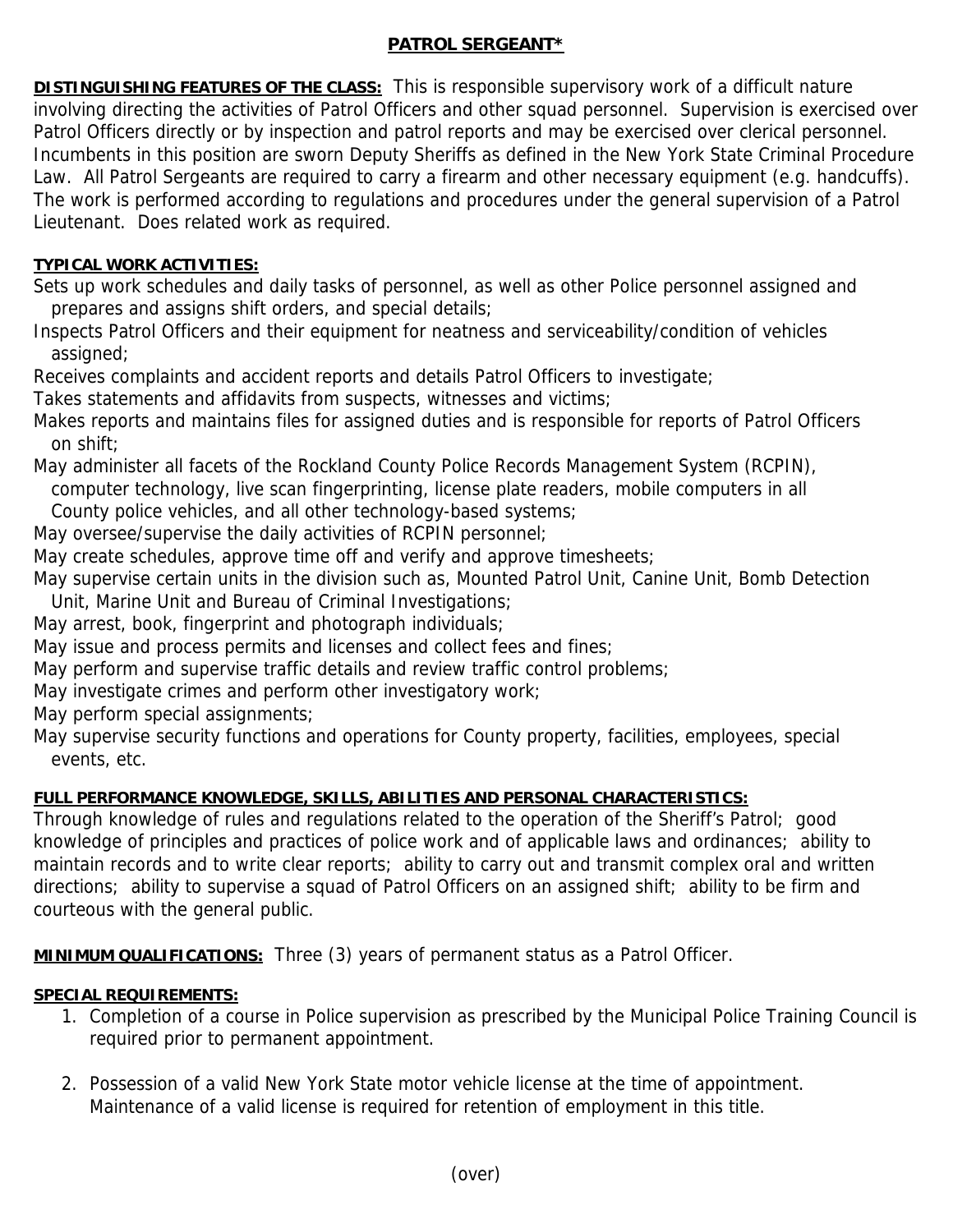# PATROL SERGEANT*

**DISTINGUISHING FEATURES OF THE CLASS:** This is responsible supervisory work of a difficult nature involving directing the activities of Patrol Officers and other squad personnel. Supervision is exercised over Patrol Officers directly or by inspection and patrol reports and may be exercised over clerical personnel. Incumbents in this position are sworn Deputy Sheriffs as defined in the New York State Criminal Procedure Law. All Patrol Sergeants are required to carry a firearm and other necessary equipment (e.g. handcuffs). The work is performed according to regulations and procedures under the general supervision of a Patrol Lieutenant. Does related work as required.

**TYPICAL WORK ACTIVITIES:**

Sets up work schedules and daily tasks of personnel, as well as other Police personnel assigned and prepares and assigns shift orders, and special details;
Inspects Patrol Officers and their equipment for neatness and serviceability/condition of vehicles assigned;
Receives complaints and accident reports and details Patrol Officers to investigate;
Takes statements and affidavits from suspects, witnesses and victims;
Makes reports and maintains files for assigned duties and is responsible for reports of Patrol Officers on shift;
May administer all facets of the Rockland County Police Records Management System (RCPIN), computer technology, live scan fingerprinting, license plate readers, mobile computers in all County police vehicles, and all other technology-based systems;
May oversee/supervise the daily activities of RCPIN personnel;
May create schedules, approve time off and verify and approve timesheets;
May supervise certain units in the division such as, Mounted Patrol Unit, Canine Unit, Bomb Detection Unit, Marine Unit and Bureau of Criminal Investigations;
May arrest, book, fingerprint and photograph individuals;
May issue and process permits and licenses and collect fees and fines;
May perform and supervise traffic details and review traffic control problems;
May investigate crimes and perform other investigatory work;
May perform special assignments;
May supervise security functions and operations for County property, facilities, employees, special events, etc.

**FULL PERFORMANCE KNOWLEDGE, SKILLS, ABILITIES AND PERSONAL CHARACTERISTICS:**
Through knowledge of rules and regulations related to the operation of the Sheriff's Patrol; good knowledge of principles and practices of police work and of applicable laws and ordinances; ability to maintain records and to write clear reports; ability to carry out and transmit complex oral and written directions; ability to supervise a squad of Patrol Officers on an assigned shift; ability to be firm and courteous with the general public.

**MINIMUM QUALIFICATIONS:** Three (3) years of permanent status as a Patrol Officer.

**SPECIAL REQUIREMENTS:**

1. Completion of a course in Police supervision as prescribed by the Municipal Police Training Council is required prior to permanent appointment.

2. Possession of a valid New York State motor vehicle license at the time of appointment. Maintenance of a valid license is required for retention of employment in this title.

(over)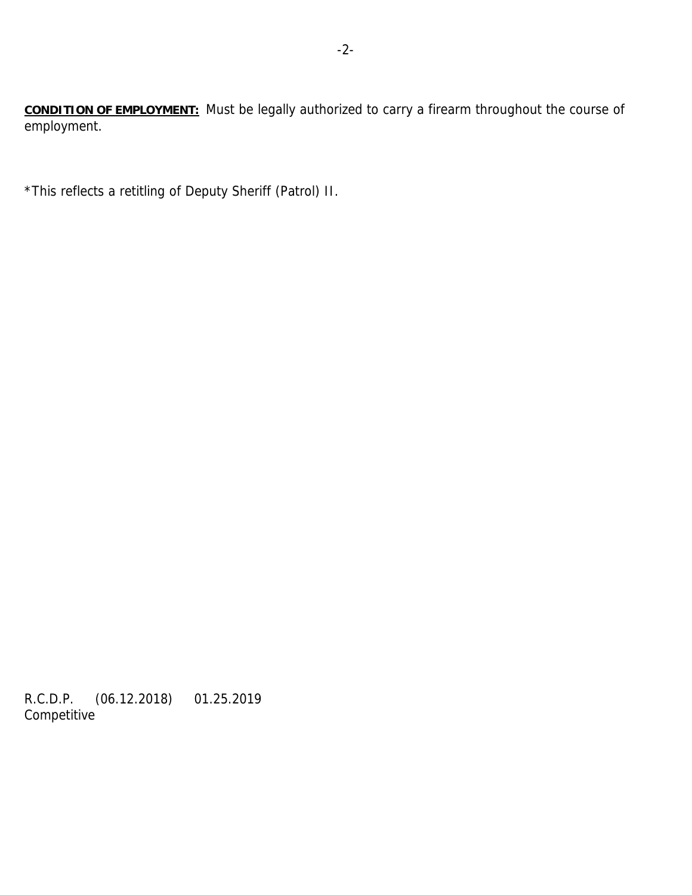**CONDITION OF EMPLOYMENT:** Must be legally authorized to carry a firearm throughout the course of employment.

*This reflects a retitling of Deputy Sheriff (Patrol) II.

R.C.D.P. (06.12.2018) 01.25.2019
Competitive